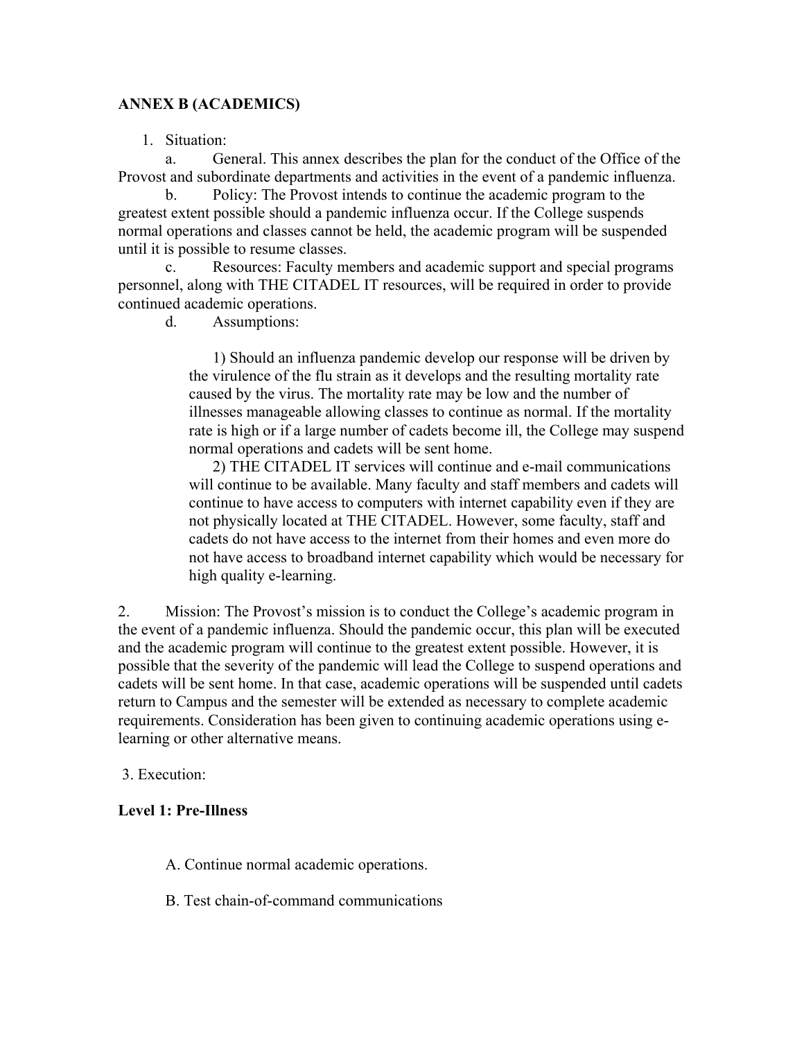**ANNEX B (ACADEMICS)**

1. Situation:

a. General. This annex describes the plan for the conduct of the Office of the Provost and subordinate departments and activities in the event of a pandemic influenza.

b. Policy: The Provost intends to continue the academic program to the greatest extent possible should a pandemic influenza occur. If the College suspends normal operations and classes cannot be held, the academic program will be suspended until it is possible to resume classes.

c. Resources: Faculty members and academic support and special programs personnel, along with THE CITADEL IT resources, will be required in order to provide continued academic operations.

d. Assumptions:

1) Should an influenza pandemic develop our response will be driven by the virulence of the flu strain as it develops and the resulting mortality rate caused by the virus. The mortality rate may be low and the number of illnesses manageable allowing classes to continue as normal. If the mortality rate is high or if a large number of cadets become ill, the College may suspend normal operations and cadets will be sent home.

2) THE CITADEL IT services will continue and e-mail communications will continue to be available. Many faculty and staff members and cadets will continue to have access to computers with internet capability even if they are not physically located at THE CITADEL. However, some faculty, staff and cadets do not have access to the internet from their homes and even more do not have access to broadband internet capability which would be necessary for high quality e-learning.

2. Mission: The Provost's mission is to conduct the College's academic program in the event of a pandemic influenza. Should the pandemic occur, this plan will be executed and the academic program will continue to the greatest extent possible. However, it is possible that the severity of the pandemic will lead the College to suspend operations and cadets will be sent home. In that case, academic operations will be suspended until cadets return to Campus and the semester will be extended as necessary to complete academic requirements. Consideration has been given to continuing academic operations using e-learning or other alternative means.

3. Execution:

**Level 1: Pre-Illness**

A. Continue normal academic operations.

B. Test chain-of-command communications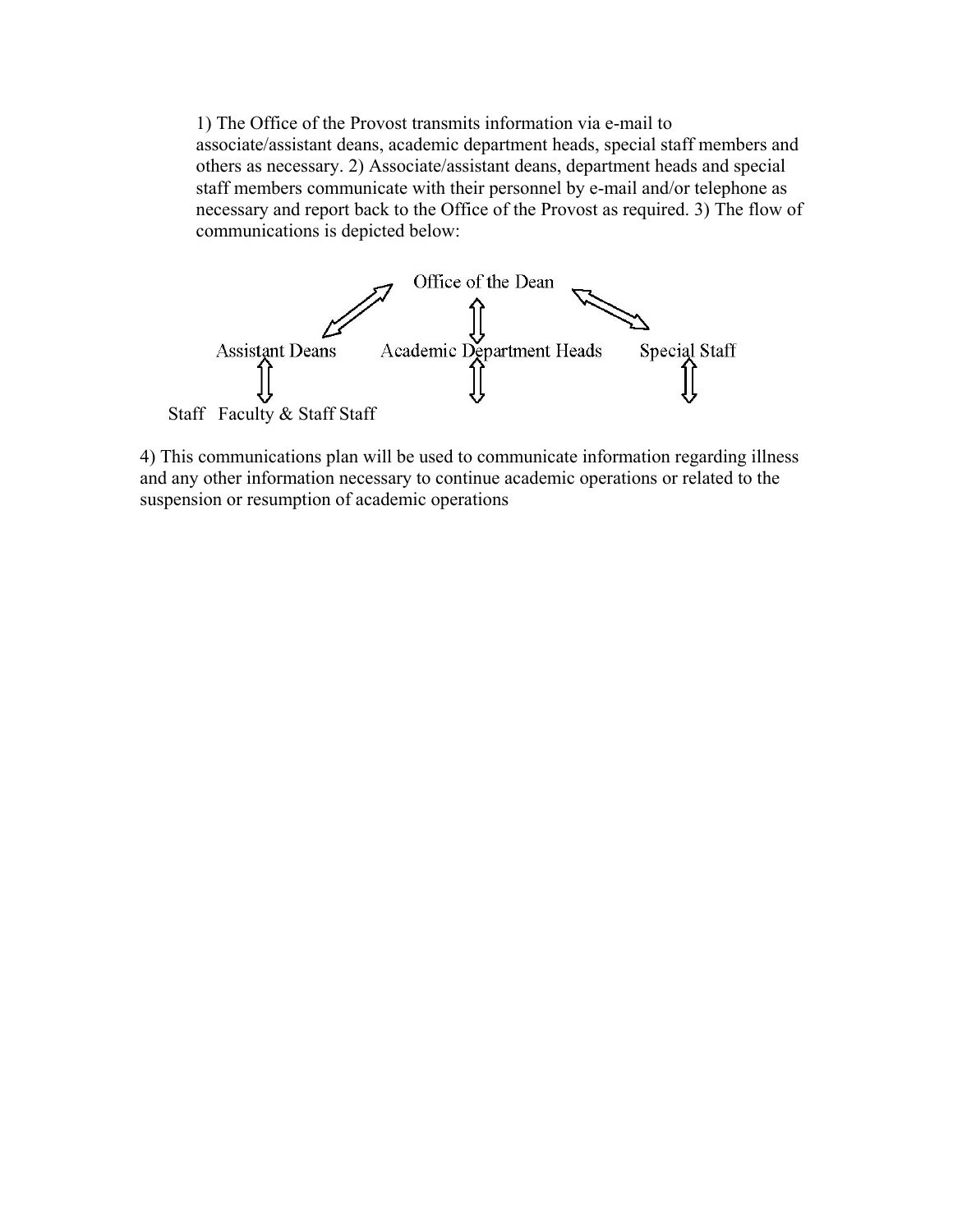1) The Office of the Provost transmits information via e-mail to associate/assistant deans, academic department heads, special staff members and others as necessary. 2) Associate/assistant deans, department heads and special staff members communicate with their personnel by e-mail and/or telephone as necessary and report back to the Office of the Provost as required. 3) The flow of communications is depicted below:

Office of the Dean

Assistant Deans    Academic Department Heads    Special Staff

Staff    Faculty & Staff    Staff

4) This communications plan will be used to communicate information regarding illness and any other information necessary to continue academic operations or related to the suspension or resumption of academic operations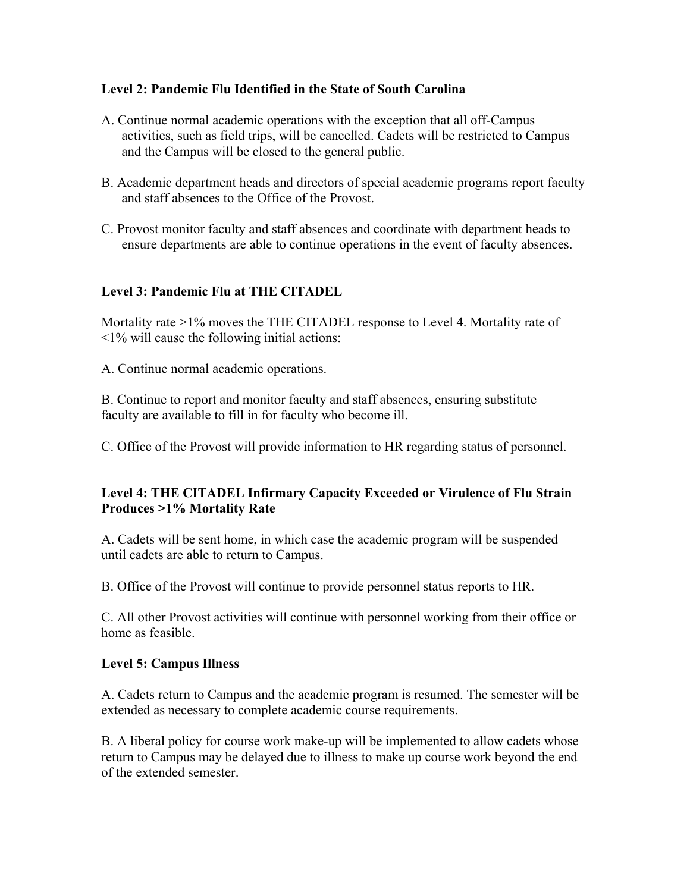**Level 2: Pandemic Flu Identified in the State of South Carolina**

A. Continue normal academic operations with the exception that all off-Campus activities, such as field trips, will be cancelled. Cadets will be restricted to Campus and the Campus will be closed to the general public.

B. Academic department heads and directors of special academic programs report faculty and staff absences to the Office of the Provost.

C. Provost monitor faculty and staff absences and coordinate with department heads to ensure departments are able to continue operations in the event of faculty absences.

**Level 3: Pandemic Flu at THE CITADEL**

Mortality rate >1% moves the THE CITADEL response to Level 4. Mortality rate of <1% will cause the following initial actions:

A. Continue normal academic operations.

B. Continue to report and monitor faculty and staff absences, ensuring substitute faculty are available to fill in for faculty who become ill.

C. Office of the Provost will provide information to HR regarding status of personnel.

**Level 4: THE CITADEL Infirmary Capacity Exceeded or Virulence of Flu Strain Produces >1% Mortality Rate**

A. Cadets will be sent home, in which case the academic program will be suspended until cadets are able to return to Campus.

B. Office of the Provost will continue to provide personnel status reports to HR.

C. All other Provost activities will continue with personnel working from their office or home as feasible.

**Level 5: Campus Illness**

A. Cadets return to Campus and the academic program is resumed. The semester will be extended as necessary to complete academic course requirements.

B. A liberal policy for course work make-up will be implemented to allow cadets whose return to Campus may be delayed due to illness to make up course work beyond the end of the extended semester.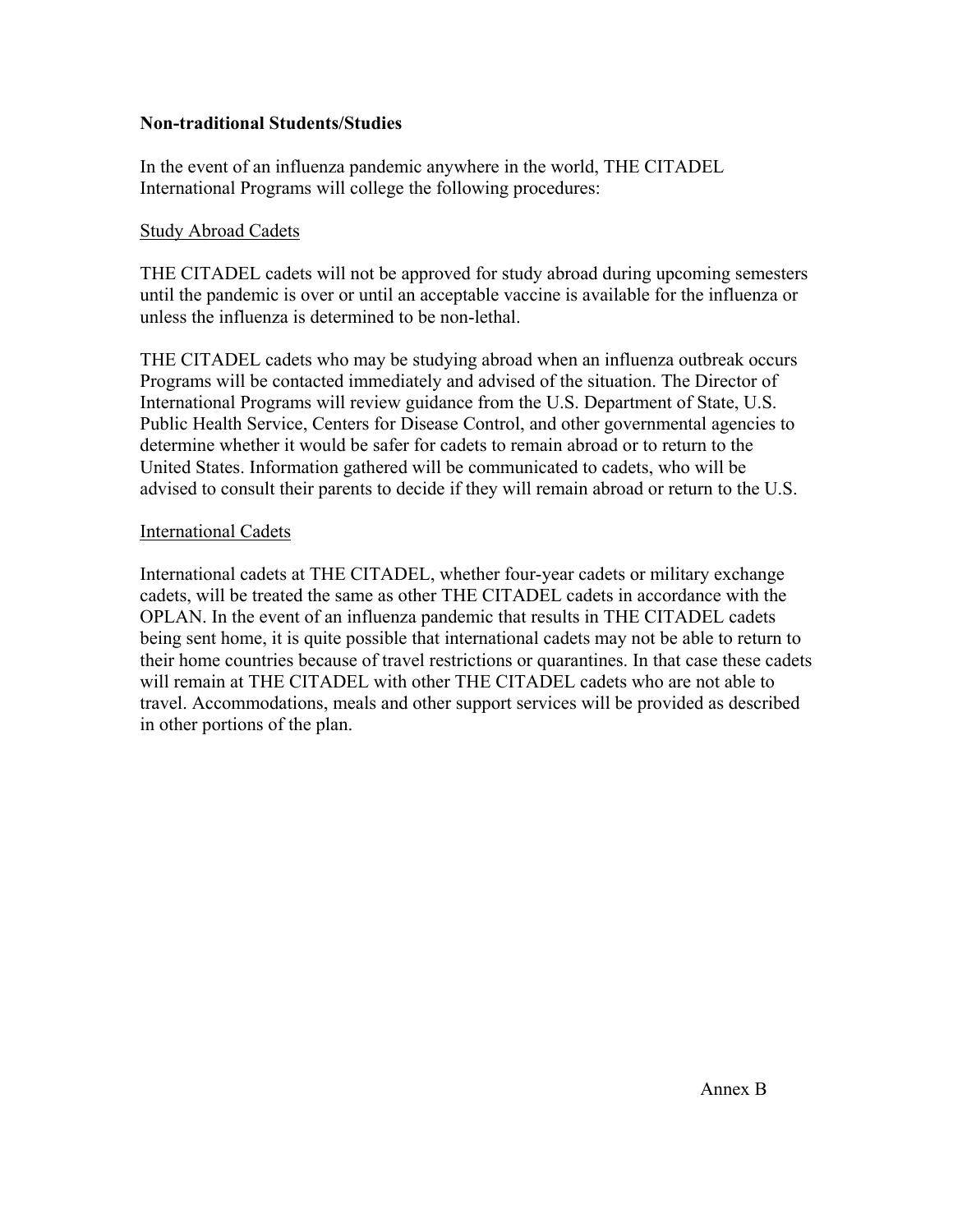**Non-traditional Students/Studies**

In the event of an influenza pandemic anywhere in the world, THE CITADEL International Programs will college the following procedures:

Study Abroad Cadets

THE CITADEL cadets will not be approved for study abroad during upcoming semesters until the pandemic is over or until an acceptable vaccine is available for the influenza or unless the influenza is determined to be non-lethal.

THE CITADEL cadets who may be studying abroad when an influenza outbreak occurs Programs will be contacted immediately and advised of the situation. The Director of International Programs will review guidance from the U.S. Department of State, U.S. Public Health Service, Centers for Disease Control, and other governmental agencies to determine whether it would be safer for cadets to remain abroad or to return to the United States. Information gathered will be communicated to cadets, who will be advised to consult their parents to decide if they will remain abroad or return to the U.S.

International Cadets

International cadets at THE CITADEL, whether four-year cadets or military exchange cadets, will be treated the same as other THE CITADEL cadets in accordance with the OPLAN. In the event of an influenza pandemic that results in THE CITADEL cadets being sent home, it is quite possible that international cadets may not be able to return to their home countries because of travel restrictions or quarantines. In that case these cadets will remain at THE CITADEL with other THE CITADEL cadets who are not able to travel. Accommodations, meals and other support services will be provided as described in other portions of the plan.

Annex B